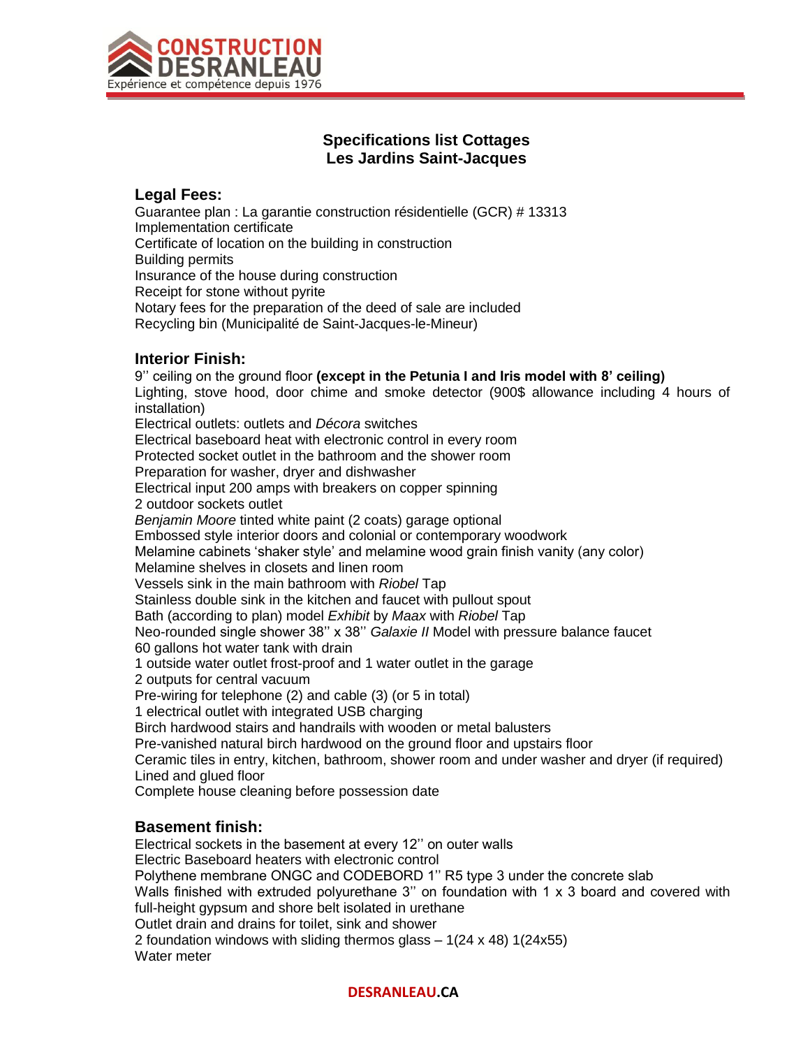CONSTRUCTION DESRANLEAU

Expérience et compétence depuis 1976

# Specifications list Cottages
# Les Jardins Saint-Jacques

## Legal Fees:

Guarantee plan : La garantie construction résidentielle (GCR) # 13313
Implementation certificate
Certificate of location on the building in construction
Building permits
Insurance of the house during construction
Receipt for stone without pyrite
Notary fees for the preparation of the deed of sale are included
Recycling bin (Municipalité de Saint-Jacques-le-Mineur)

## Interior Finish:

9'' ceiling on the ground floor **(except in the Petunia I and Iris model with 8' ceiling)**
Lighting, stove hood, door chime and smoke detector (900$ allowance including 4 hours of installation)
Electrical outlets: outlets and *Décora* switches
Electrical baseboard heat with electronic control in every room
Protected socket outlet in the bathroom and the shower room
Preparation for washer, dryer and dishwasher
Electrical input 200 amps with breakers on copper spinning
2 outdoor sockets outlet
*Benjamin Moore* tinted white paint (2 coats) garage optional
Embossed style interior doors and colonial or contemporary woodwork
Melamine cabinets 'shaker style' and melamine wood grain finish vanity (any color)
Melamine shelves in closets and linen room
Vessels sink in the main bathroom with *Riobel* Tap
Stainless double sink in the kitchen and faucet with pullout spout
Bath (according to plan) model *Exhibit* by *Maax* with *Riobel* Tap
Neo-rounded single shower 38'' x 38'' *Galaxie II* Model with pressure balance faucet
60 gallons hot water tank with drain
1 outside water outlet frost-proof and 1 water outlet in the garage
2 outputs for central vacuum
Pre-wiring for telephone (2) and cable (3) (or 5 in total)
1 electrical outlet with integrated USB charging
Birch hardwood stairs and handrails with wooden or metal balusters
Pre-vanished natural birch hardwood on the ground floor and upstairs floor
Ceramic tiles in entry, kitchen, bathroom, shower room and under washer and dryer (if required)
Lined and glued floor
Complete house cleaning before possession date

## Basement finish:

Electrical sockets in the basement at every 12'' on outer walls
Electric Baseboard heaters with electronic control
Polythene membrane ONGC and CODEBORD 1'' R5 type 3 under the concrete slab
Walls finished with extruded polyurethane 3'' on foundation with 1 x 3 board and covered with full-height gypsum and shore belt isolated in urethane
Outlet drain and drains for toilet, sink and shower
2 foundation windows with sliding thermos glass – 1(24 x 48) 1(24x55)
Water meter

**DESRANLEAU.CA**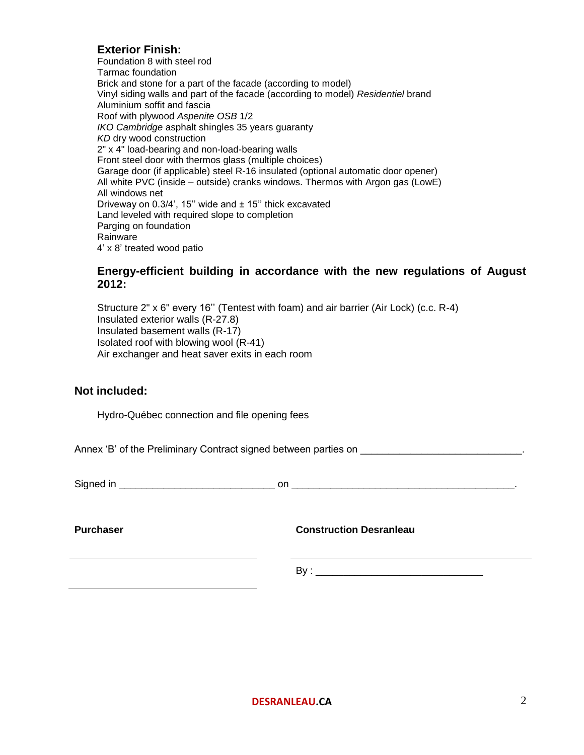### Exterior Finish:

Foundation 8 with steel rod
Tarmac foundation
Brick and stone for a part of the facade (according to model)
Vinyl siding walls and part of the facade (according to model) *Residentiel* brand
Aluminium soffit and fascia
Roof with plywood *Aspenite OSB* 1/2
*IKO Cambridge* asphalt shingles 35 years guaranty
*KD* dry wood construction
2" x 4" load-bearing and non-load-bearing walls
Front steel door with thermos glass (multiple choices)
Garage door (if applicable) steel R-16 insulated (optional automatic door opener)
All white PVC (inside – outside) cranks windows. Thermos with Argon gas (LowE)
All windows net
Driveway on 0.3/4', 15'' wide and ± 15'' thick excavated
Land leveled with required slope to completion
Parging on foundation
Rainware
4' x 8' treated wood patio

### Energy-efficient building in accordance with the new regulations of August 2012:

Structure 2" x 6" every 16'' (Tentest with foam) and air barrier (Air Lock) (c.c. R-4)
Insulated exterior walls (R-27.8)
Insulated basement walls (R-17)
Isolated roof with blowing wool (R-41)
Air exchanger and heat saver exits in each room

## Not included:

Hydro-Québec connection and file opening fees

Annex 'B' of the Preliminary Contract signed between parties on ____________________________.

Signed in ___________________________ on _______________________________________.

**Purchaser**

_______________________________

_______________________________

**Construction Desranleau**

_______________________________

By : _____________________________